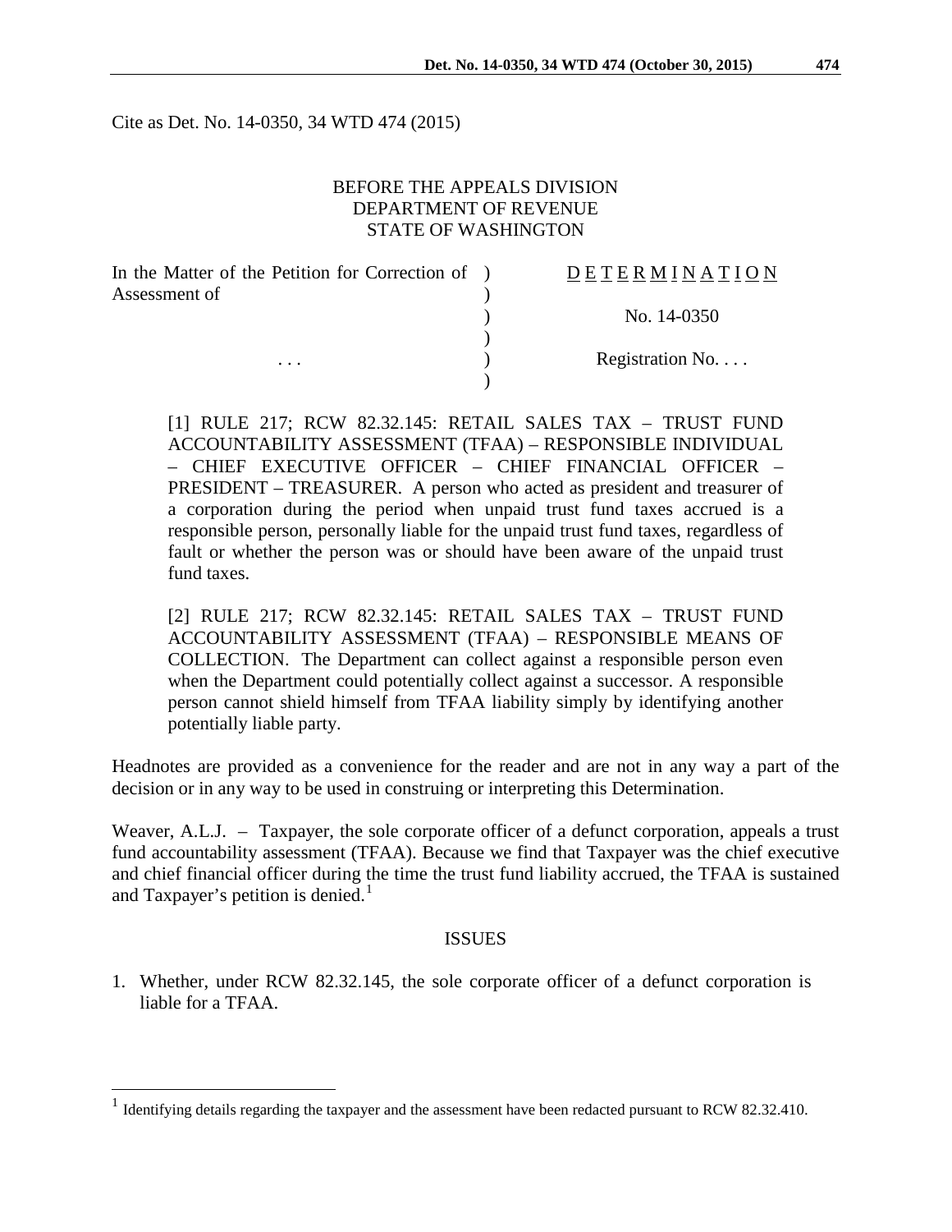Cite as Det. No. 14-0350, 34 WTD 474 (2015)

BEFORE THE APPEALS DIVISION
DEPARTMENT OF REVENUE
STATE OF WASHINGTON

| | | |
|---|---|---|
| In the Matter of the Petition for Correction of Assessment of | ) | D E T E R M I N A T I O N |
| | ) | No. 14-0350 |
| . . . | ) | Registration No. . . . |

[1] RULE 217; RCW 82.32.145: RETAIL SALES TAX – TRUST FUND ACCOUNTABILITY ASSESSMENT (TFAA) – RESPONSIBLE INDIVIDUAL – CHIEF EXECUTIVE OFFICER – CHIEF FINANCIAL OFFICER – PRESIDENT – TREASURER. A person who acted as president and treasurer of a corporation during the period when unpaid trust fund taxes accrued is a responsible person, personally liable for the unpaid trust fund taxes, regardless of fault or whether the person was or should have been aware of the unpaid trust fund taxes.

[2] RULE 217; RCW 82.32.145: RETAIL SALES TAX – TRUST FUND ACCOUNTABILITY ASSESSMENT (TFAA) – RESPONSIBLE MEANS OF COLLECTION. The Department can collect against a responsible person even when the Department could potentially collect against a successor. A responsible person cannot shield himself from TFAA liability simply by identifying another potentially liable party.

Headnotes are provided as a convenience for the reader and are not in any way a part of the decision or in any way to be used in construing or interpreting this Determination.

Weaver, A.L.J. – Taxpayer, the sole corporate officer of a defunct corporation, appeals a trust fund accountability assessment (TFAA). Because we find that Taxpayer was the chief executive and chief financial officer during the time the trust fund liability accrued, the TFAA is sustained and Taxpayer's petition is denied.[1]

## ISSUES

1. Whether, under RCW 82.32.145, the sole corporate officer of a defunct corporation is liable for a TFAA.

[1] Identifying details regarding the taxpayer and the assessment have been redacted pursuant to RCW 82.32.410.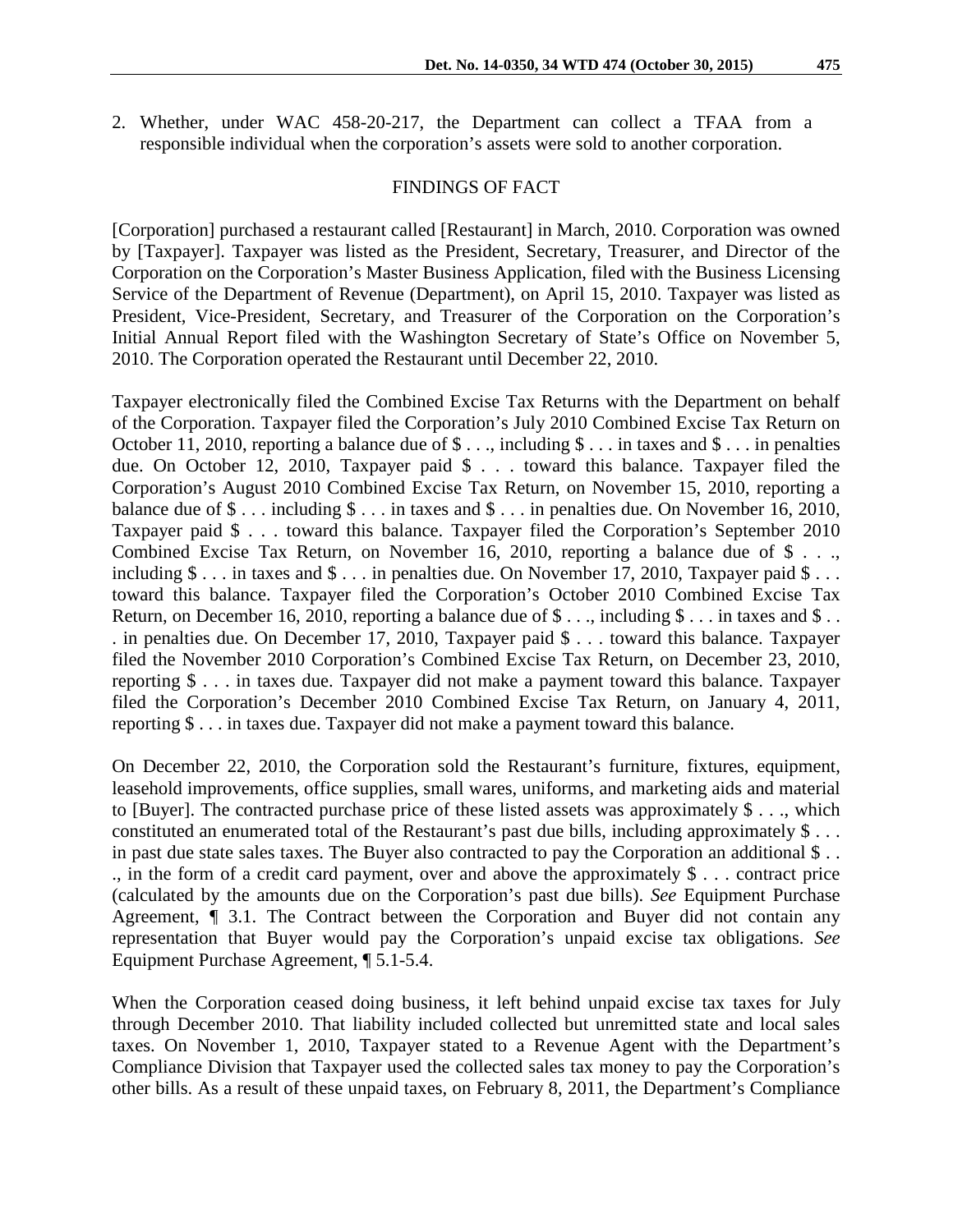2. Whether, under WAC 458-20-217, the Department can collect a TFAA from a responsible individual when the corporation's assets were sold to another corporation.

## FINDINGS OF FACT

[Corporation] purchased a restaurant called [Restaurant] in March, 2010. Corporation was owned by [Taxpayer]. Taxpayer was listed as the President, Secretary, Treasurer, and Director of the Corporation on the Corporation's Master Business Application, filed with the Business Licensing Service of the Department of Revenue (Department), on April 15, 2010. Taxpayer was listed as President, Vice-President, Secretary, and Treasurer of the Corporation on the Corporation's Initial Annual Report filed with the Washington Secretary of State's Office on November 5, 2010. The Corporation operated the Restaurant until December 22, 2010.

Taxpayer electronically filed the Combined Excise Tax Returns with the Department on behalf of the Corporation. Taxpayer filed the Corporation's July 2010 Combined Excise Tax Return on October 11, 2010, reporting a balance due of $ . . ., including $ . . . in taxes and $ . . . in penalties due. On October 12, 2010, Taxpayer paid $ . . . toward this balance. Taxpayer filed the Corporation's August 2010 Combined Excise Tax Return, on November 15, 2010, reporting a balance due of $ . . . including $ . . . in taxes and $ . . . in penalties due. On November 16, 2010, Taxpayer paid $ . . . toward this balance. Taxpayer filed the Corporation's September 2010 Combined Excise Tax Return, on November 16, 2010, reporting a balance due of $ . . ., including $ . . . in taxes and $ . . . in penalties due. On November 17, 2010, Taxpayer paid $ . . . toward this balance. Taxpayer filed the Corporation's October 2010 Combined Excise Tax Return, on December 16, 2010, reporting a balance due of $ . . ., including $ . . . in taxes and $ . . . in penalties due. On December 17, 2010, Taxpayer paid $ . . . toward this balance. Taxpayer filed the November 2010 Corporation's Combined Excise Tax Return, on December 23, 2010, reporting $ . . . in taxes due. Taxpayer did not make a payment toward this balance. Taxpayer filed the Corporation's December 2010 Combined Excise Tax Return, on January 4, 2011, reporting $ . . . in taxes due. Taxpayer did not make a payment toward this balance.

On December 22, 2010, the Corporation sold the Restaurant's furniture, fixtures, equipment, leasehold improvements, office supplies, small wares, uniforms, and marketing aids and material to [Buyer]. The contracted purchase price of these listed assets was approximately $ . . ., which constituted an enumerated total of the Restaurant's past due bills, including approximately $ . . . in past due state sales taxes. The Buyer also contracted to pay the Corporation an additional $ . . ., in the form of a credit card payment, over and above the approximately $ . . . contract price (calculated by the amounts due on the Corporation's past due bills). *See* Equipment Purchase Agreement, ¶ 3.1. The Contract between the Corporation and Buyer did not contain any representation that Buyer would pay the Corporation's unpaid excise tax obligations. *See* Equipment Purchase Agreement, ¶ 5.1-5.4.

When the Corporation ceased doing business, it left behind unpaid excise tax taxes for July through December 2010. That liability included collected but unremitted state and local sales taxes. On November 1, 2010, Taxpayer stated to a Revenue Agent with the Department's Compliance Division that Taxpayer used the collected sales tax money to pay the Corporation's other bills. As a result of these unpaid taxes, on February 8, 2011, the Department's Compliance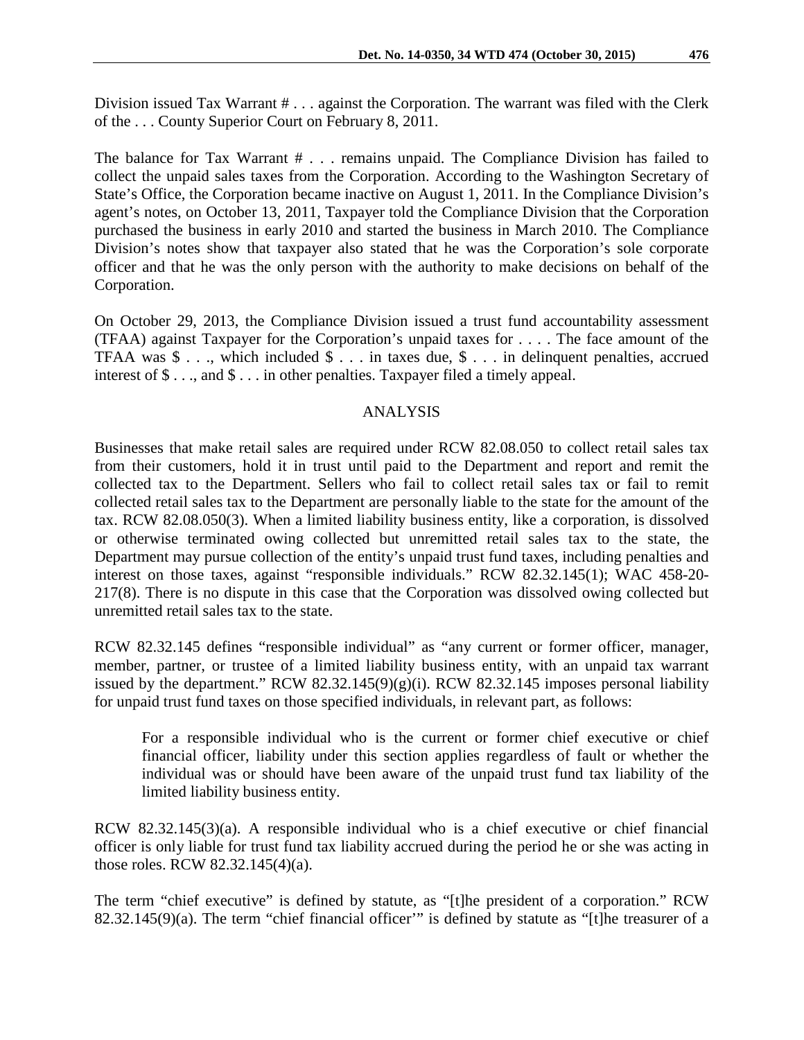Division issued Tax Warrant # . . . against the Corporation. The warrant was filed with the Clerk of the . . . County Superior Court on February 8, 2011.

The balance for Tax Warrant # . . . remains unpaid. The Compliance Division has failed to collect the unpaid sales taxes from the Corporation. According to the Washington Secretary of State's Office, the Corporation became inactive on August 1, 2011. In the Compliance Division's agent's notes, on October 13, 2011, Taxpayer told the Compliance Division that the Corporation purchased the business in early 2010 and started the business in March 2010. The Compliance Division's notes show that taxpayer also stated that he was the Corporation's sole corporate officer and that he was the only person with the authority to make decisions on behalf of the Corporation.

On October 29, 2013, the Compliance Division issued a trust fund accountability assessment (TFAA) against Taxpayer for the Corporation's unpaid taxes for . . . . The face amount of the TFAA was $ . . ., which included $ . . . in taxes due, $ . . . in delinquent penalties, accrued interest of $ . . ., and $ . . . in other penalties. Taxpayer filed a timely appeal.

## ANALYSIS

Businesses that make retail sales are required under RCW 82.08.050 to collect retail sales tax from their customers, hold it in trust until paid to the Department and report and remit the collected tax to the Department. Sellers who fail to collect retail sales tax or fail to remit collected retail sales tax to the Department are personally liable to the state for the amount of the tax. RCW 82.08.050(3). When a limited liability business entity, like a corporation, is dissolved or otherwise terminated owing collected but unremitted retail sales tax to the state, the Department may pursue collection of the entity's unpaid trust fund taxes, including penalties and interest on those taxes, against "responsible individuals." RCW 82.32.145(1); WAC 458-20-217(8). There is no dispute in this case that the Corporation was dissolved owing collected but unremitted retail sales tax to the state.

RCW 82.32.145 defines "responsible individual" as "any current or former officer, manager, member, partner, or trustee of a limited liability business entity, with an unpaid tax warrant issued by the department." RCW 82.32.145(9)(g)(i). RCW 82.32.145 imposes personal liability for unpaid trust fund taxes on those specified individuals, in relevant part, as follows:

> For a responsible individual who is the current or former chief executive or chief financial officer, liability under this section applies regardless of fault or whether the individual was or should have been aware of the unpaid trust fund tax liability of the limited liability business entity.

RCW 82.32.145(3)(a). A responsible individual who is a chief executive or chief financial officer is only liable for trust fund tax liability accrued during the period he or she was acting in those roles. RCW 82.32.145(4)(a).

The term "chief executive" is defined by statute, as "[t]he president of a corporation." RCW 82.32.145(9)(a). The term "chief financial officer'" is defined by statute as "[t]he treasurer of a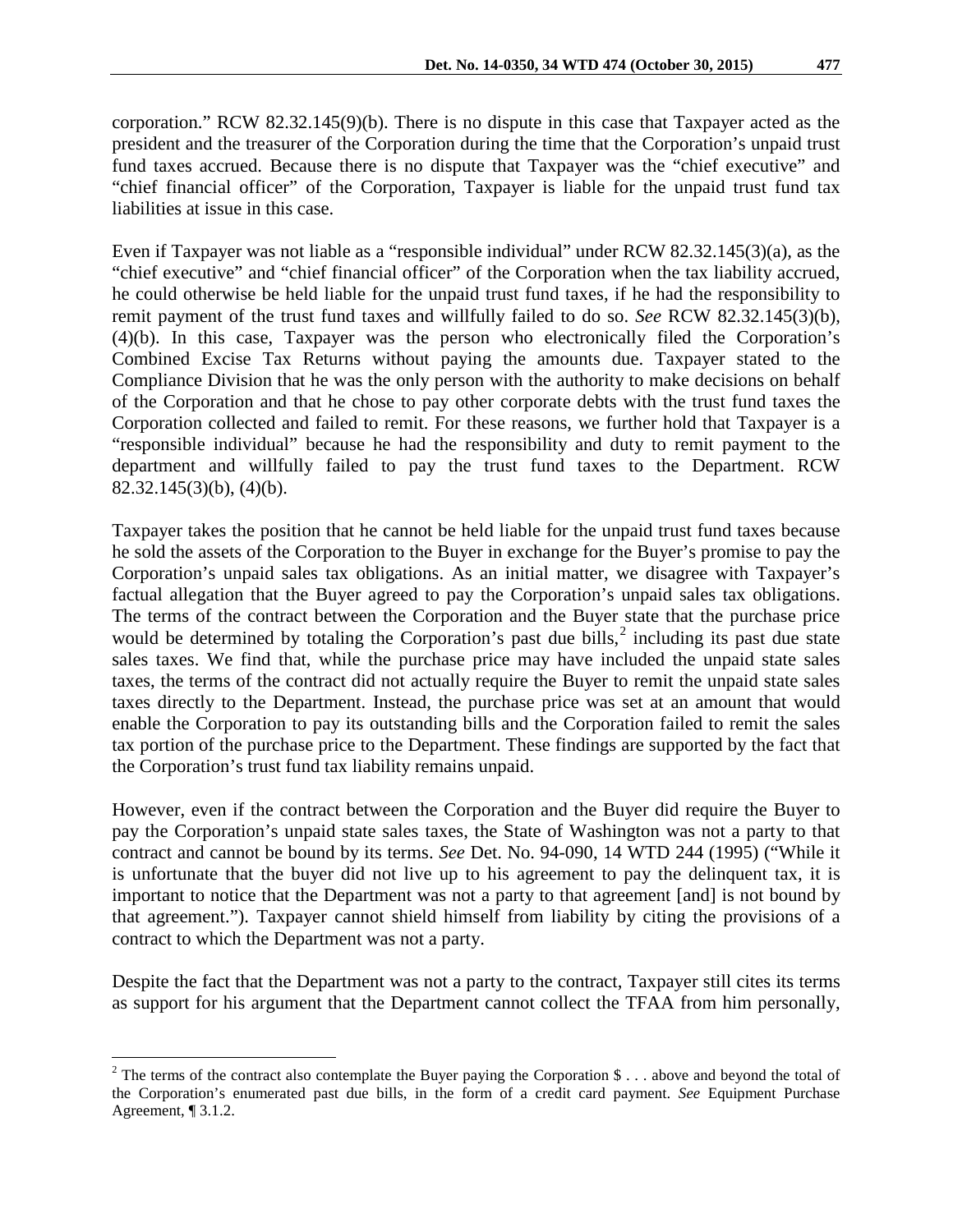corporation." RCW 82.32.145(9)(b). There is no dispute in this case that Taxpayer acted as the president and the treasurer of the Corporation during the time that the Corporation's unpaid trust fund taxes accrued. Because there is no dispute that Taxpayer was the "chief executive" and "chief financial officer" of the Corporation, Taxpayer is liable for the unpaid trust fund tax liabilities at issue in this case.

Even if Taxpayer was not liable as a "responsible individual" under RCW 82.32.145(3)(a), as the "chief executive" and "chief financial officer" of the Corporation when the tax liability accrued, he could otherwise be held liable for the unpaid trust fund taxes, if he had the responsibility to remit payment of the trust fund taxes and willfully failed to do so. *See* RCW 82.32.145(3)(b), (4)(b). In this case, Taxpayer was the person who electronically filed the Corporation's Combined Excise Tax Returns without paying the amounts due. Taxpayer stated to the Compliance Division that he was the only person with the authority to make decisions on behalf of the Corporation and that he chose to pay other corporate debts with the trust fund taxes the Corporation collected and failed to remit. For these reasons, we further hold that Taxpayer is a "responsible individual" because he had the responsibility and duty to remit payment to the department and willfully failed to pay the trust fund taxes to the Department. RCW 82.32.145(3)(b), (4)(b).

Taxpayer takes the position that he cannot be held liable for the unpaid trust fund taxes because he sold the assets of the Corporation to the Buyer in exchange for the Buyer's promise to pay the Corporation's unpaid sales tax obligations. As an initial matter, we disagree with Taxpayer's factual allegation that the Buyer agreed to pay the Corporation's unpaid sales tax obligations. The terms of the contract between the Corporation and the Buyer state that the purchase price would be determined by totaling the Corporation's past due bills,[2] including its past due state sales taxes. We find that, while the purchase price may have included the unpaid state sales taxes, the terms of the contract did not actually require the Buyer to remit the unpaid state sales taxes directly to the Department. Instead, the purchase price was set at an amount that would enable the Corporation to pay its outstanding bills and the Corporation failed to remit the sales tax portion of the purchase price to the Department. These findings are supported by the fact that the Corporation's trust fund tax liability remains unpaid.

However, even if the contract between the Corporation and the Buyer did require the Buyer to pay the Corporation's unpaid state sales taxes, the State of Washington was not a party to that contract and cannot be bound by its terms. *See* Det. No. 94-090, 14 WTD 244 (1995) ("While it is unfortunate that the buyer did not live up to his agreement to pay the delinquent tax, it is important to notice that the Department was not a party to that agreement [and] is not bound by that agreement."). Taxpayer cannot shield himself from liability by citing the provisions of a contract to which the Department was not a party.

Despite the fact that the Department was not a party to the contract, Taxpayer still cites its terms as support for his argument that the Department cannot collect the TFAA from him personally,

---

[2] The terms of the contract also contemplate the Buyer paying the Corporation $ . . . above and beyond the total of the Corporation's enumerated past due bills, in the form of a credit card payment. *See* Equipment Purchase Agreement, ¶ 3.1.2.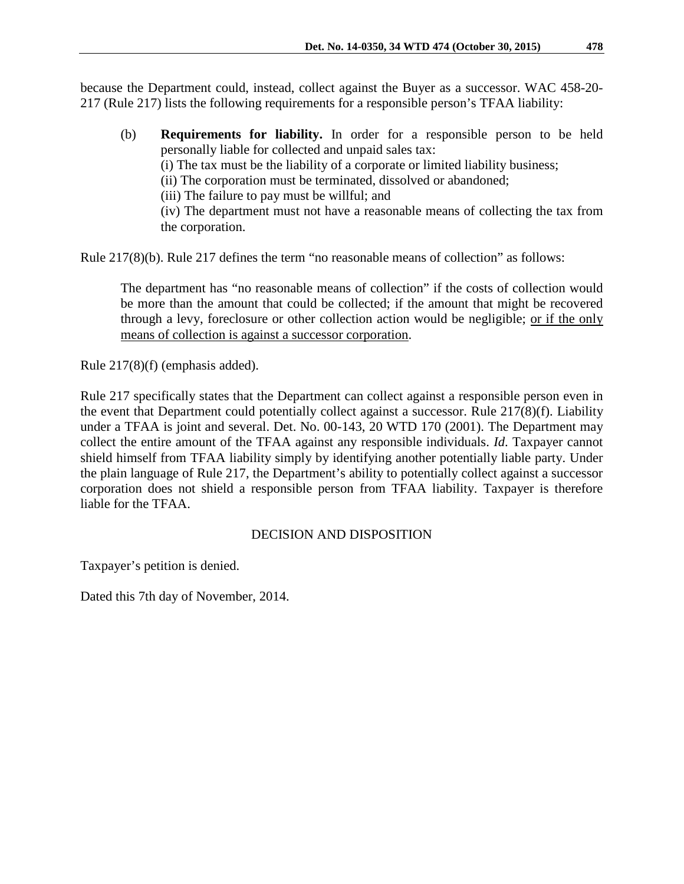because the Department could, instead, collect against the Buyer as a successor. WAC 458-20-217 (Rule 217) lists the following requirements for a responsible person's TFAA liability:

> (b) **Requirements for liability.** In order for a responsible person to be held personally liable for collected and unpaid sales tax:
> (i) The tax must be the liability of a corporate or limited liability business;
> (ii) The corporation must be terminated, dissolved or abandoned;
> (iii) The failure to pay must be willful; and
> (iv) The department must not have a reasonable means of collecting the tax from the corporation.

Rule 217(8)(b). Rule 217 defines the term "no reasonable means of collection" as follows:

> The department has "no reasonable means of collection" if the costs of collection would be more than the amount that could be collected; if the amount that might be recovered through a levy, foreclosure or other collection action would be negligible; <u>or if the only means of collection is against a successor corporation</u>.

Rule 217(8)(f) (emphasis added).

Rule 217 specifically states that the Department can collect against a responsible person even in the event that Department could potentially collect against a successor. Rule 217(8)(f). Liability under a TFAA is joint and several. Det. No. 00-143, 20 WTD 170 (2001). The Department may collect the entire amount of the TFAA against any responsible individuals. *Id*. Taxpayer cannot shield himself from TFAA liability simply by identifying another potentially liable party. Under the plain language of Rule 217, the Department's ability to potentially collect against a successor corporation does not shield a responsible person from TFAA liability. Taxpayer is therefore liable for the TFAA.

## DECISION AND DISPOSITION

Taxpayer's petition is denied.

Dated this 7th day of November, 2014.